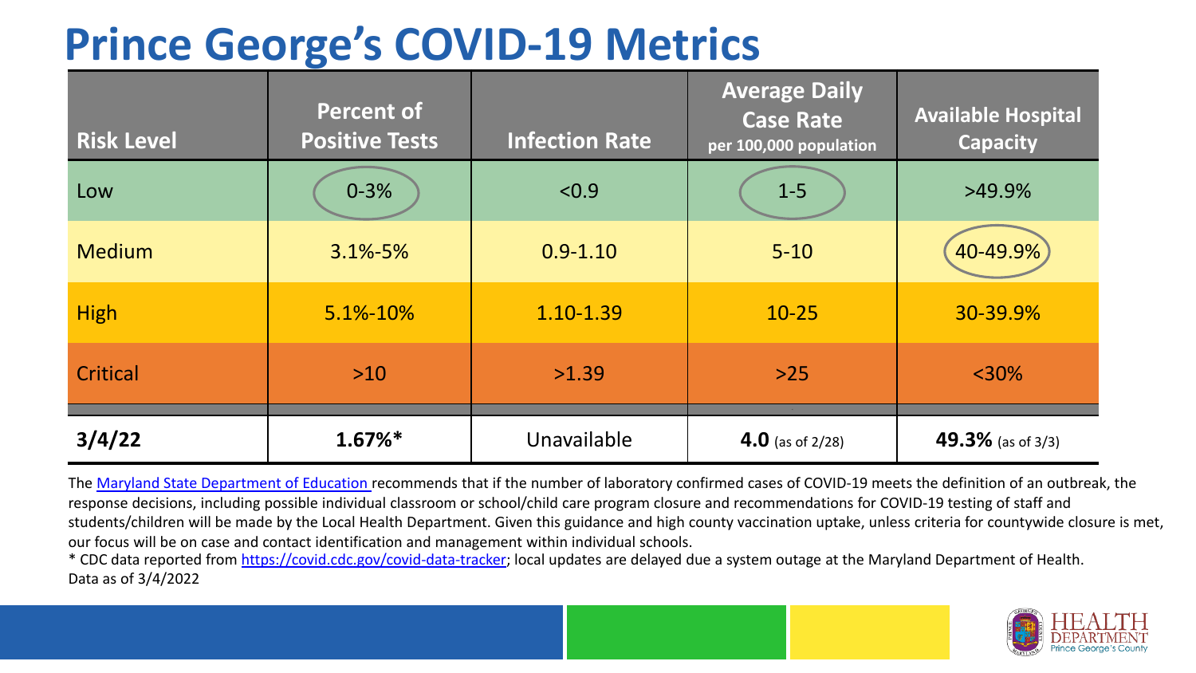# Prince George's COVID-19 Metrics

| Risk Level | Percent of Positive Tests | Infection Rate | Average Daily Case Rate per 100,000 population | Available Hospital Capacity |
|---|---|---|---|---|
| Low | 0-3% | <0.9 | 1-5 | >49.9% |
| Medium | 3.1%-5% | 0.9-1.10 | 5-10 | 40-49.9% |
| High | 5.1%-10% | 1.10-1.39 | 10-25 | 30-39.9% |
| Critical | >10 | >1.39 | >25 | <30% |
| **3/4/22** | **1.67%*** | Unavailable | **4.0** (as of 2/28) | **49.3%** (as of 3/3) |

The Maryland State Department of Education recommends that if the number of laboratory confirmed cases of COVID-19 meets the definition of an outbreak, the response decisions, including possible individual classroom or school/child care program closure and recommendations for COVID-19 testing of staff and students/children will be made by the Local Health Department. Given this guidance and high county vaccination uptake, unless criteria for countywide closure is met, our focus will be on case and contact identification and management within individual schools.

* CDC data reported from https://covid.cdc.gov/covid-data-tracker; local updates are delayed due a system outage at the Maryland Department of Health.

Data as of 3/4/2022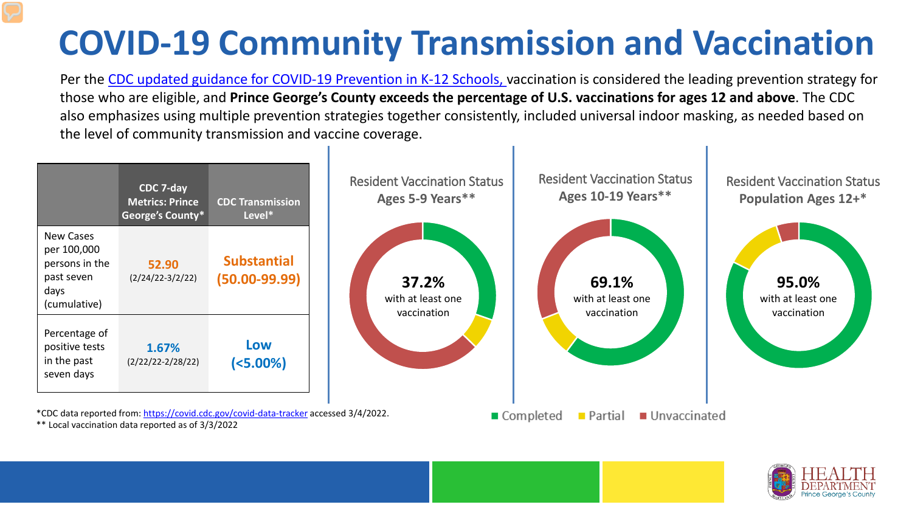# COVID-19 Community Transmission and Vaccination

Per the CDC updated guidance for COVID-19 Prevention in K-12 Schools, vaccination is considered the leading prevention strategy for those who are eligible, and **Prince George's County exceeds the percentage of U.S. vaccinations for ages 12 and above**. The CDC also emphasizes using multiple prevention strategies together consistently, included universal indoor masking, as needed based on the level of community transmission and vaccine coverage.

| | CDC 7-day Metrics: Prince George's County* | CDC Transmission Level* |
|---|---|---|
| New Cases per 100,000 persons in the past seven days (cumulative) | **52.90** (2/24/22-3/2/22) | **Substantial (50.00-99.99)** |
| Percentage of positive tests in the past seven days | **1.67%** (2/22/22-2/28/22) | **Low (<5.00%)** |

*CDC data reported from: https://covid.cdc.gov/covid-data-tracker accessed 3/4/2022.
** Local vaccination data reported as of 3/3/2022

**Resident Vaccination Status Ages 5-9 Years****

**37.2%** with at least one vaccination

**Resident Vaccination Status Ages 10-19 Years****

**69.1%** with at least one vaccination

**Resident Vaccination Status Population Ages 12+***

**95.0%** with at least one vaccination

Completed | Partial | Unvaccinated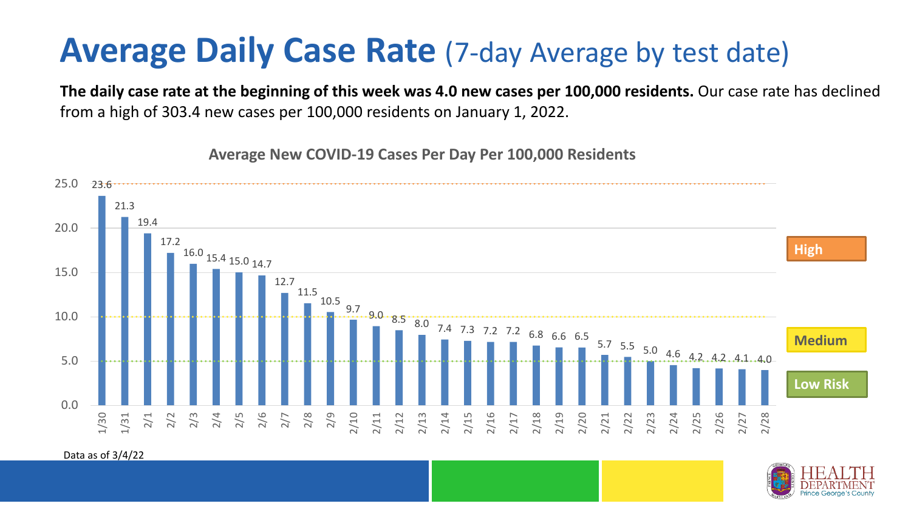# Average Daily Case Rate (7-day Average by test date)

**The daily case rate at the beginning of this week was 4.0 new cases per 100,000 residents.** Our case rate has declined from a high of 303.4 new cases per 100,000 residents on January 1, 2022.

**Average New COVID-19 Cases Per Day Per 100,000 Residents**

| Date | Cases per 100,000 |
| --- | --- |
| 1/30 | 23.6 |
| 1/31 | 21.3 |
| 2/1 | 19.4 |
| 2/2 | 17.2 |
| 2/3 | 16.0 |
| 2/4 | 15.4 |
| 2/5 | 15.0 |
| 2/6 | 14.7 |
| 2/7 | 12.7 |
| 2/8 | 11.5 |
| 2/9 | 10.5 |
| 2/10 | 9.7 |
| 2/11 | 9.0 |
| 2/12 | 8.5 |
| 2/13 | 8.0 |
| 2/14 | 7.4 |
| 2/15 | 7.3 |
| 2/16 | 7.2 |
| 2/17 | 7.2 |
| 2/18 | 6.8 |
| 2/19 | 6.6 |
| 2/20 | 6.5 |
| 2/21 | 5.7 |
| 2/22 | 5.5 |
| 2/23 | 5.0 |
| 2/24 | 4.6 |
| 2/25 | 4.2 |
| 2/26 | 4.2 |
| 2/27 | 4.1 |
| 2/28 | 4.0 |

High | Medium | Low Risk

Data as of 3/4/22

HEALTH DEPARTMENT Prince George's County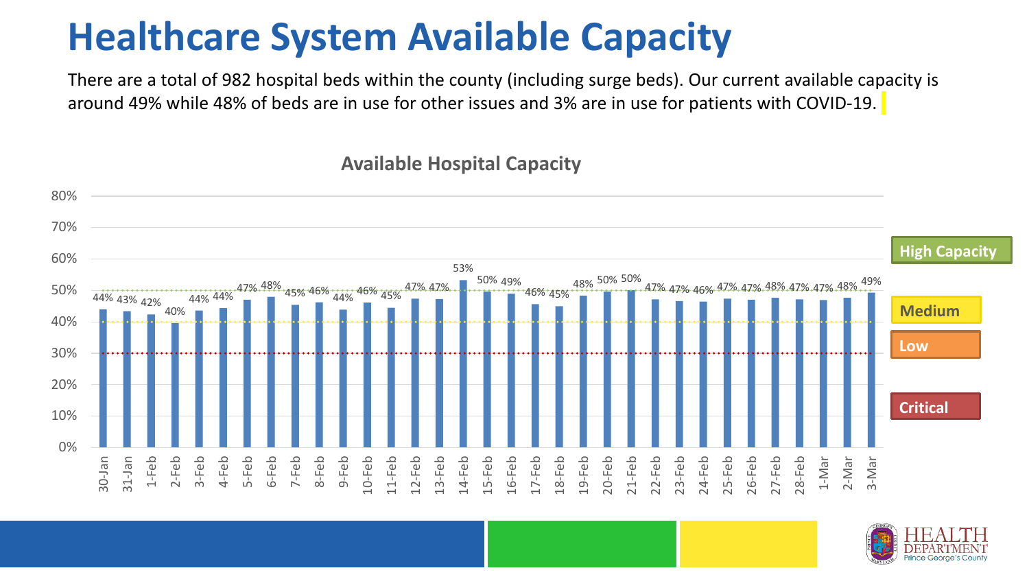# Healthcare System Available Capacity

There are a total of 982 hospital beds within the county (including surge beds). Our current available capacity is around 49% while 48% of beds are in use for other issues and 3% are in use for patients with COVID-19.

**Available Hospital Capacity**

80%
70%
60%
50%
40%
30%
20%
10%
0%

44% 43% 42% 40% 44% 44% 47% 48% 45% 46% 44% 46% 45% 47% 47% 53% 50% 49% 46% 45% 48% 50% 50% 47% 47% 46% 47% 47% 48% 47% 47% 48% 49%

30-Jan 31-Jan 1-Feb 2-Feb 3-Feb 4-Feb 5-Feb 6-Feb 7-Feb 8-Feb 9-Feb 10-Feb 11-Feb 12-Feb 13-Feb 14-Feb 15-Feb 16-Feb 17-Feb 18-Feb 19-Feb 20-Feb 21-Feb 22-Feb 23-Feb 24-Feb 25-Feb 26-Feb 27-Feb 28-Feb 1-Mar 2-Mar 3-Mar

High Capacity

Medium

Low

Critical

HEALTH DEPARTMENT
Prince George's County